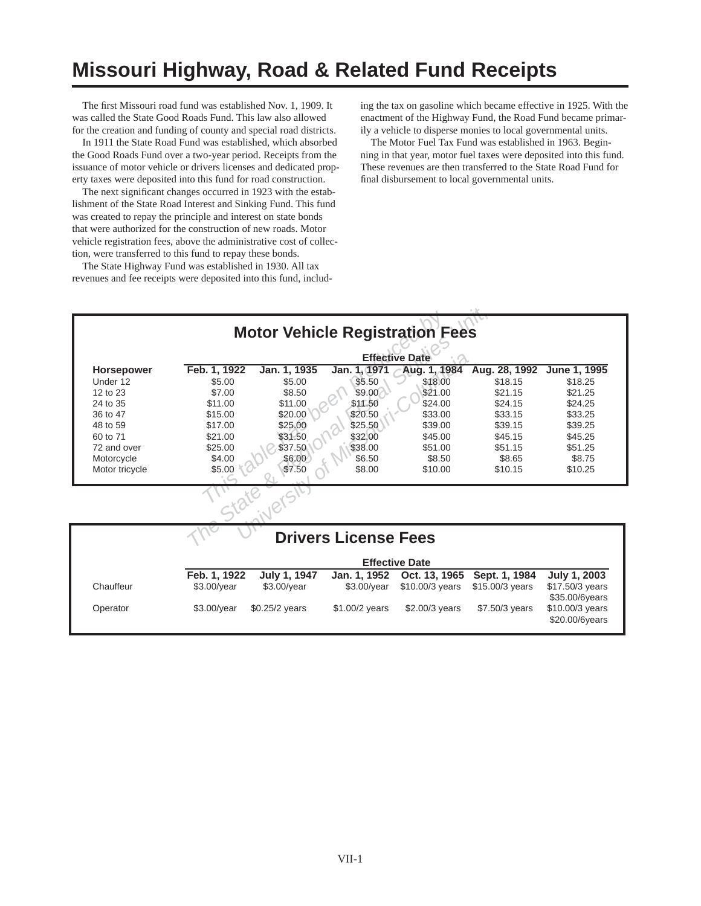# Missouri Highway, Road & Related Fund Receipts

The first Missouri road fund was established Nov. 1, 1909. It was called the State Good Roads Fund. This law also allowed for the creation and funding of county and special road districts.

In 1911 the State Road Fund was established, which absorbed the Good Roads Fund over a two-year period. Receipts from the issuance of motor vehicle or drivers licenses and dedicated property taxes were deposited into this fund for road construction.

The next significant changes occurred in 1923 with the establishment of the State Road Interest and Sinking Fund. This fund was created to repay the principle and interest on state bonds that were authorized for the construction of new roads. Motor vehicle registration fees, above the administrative cost of collection, were transferred to this fund to repay these bonds.

The State Highway Fund was established in 1930. All tax revenues and fee receipts were deposited into this fund, including the tax on gasoline which became effective in 1925. With the enactment of the Highway Fund, the Road Fund became primarily a vehicle to disperse monies to local governmental units.

The Motor Fuel Tax Fund was established in 1963. Beginning in that year, motor fuel taxes were deposited into this fund. These revenues are then transferred to the State Road Fund for final disbursement to local governmental units.

## Motor Vehicle Registration Fees

| | Effective Date | | | | | |
|---|---|---|---|---|---|---|
| **Horsepower** | **Feb. 1, 1922** | **Jan. 1, 1935** | **Jan. 1, 1971** | **Aug. 1, 1984** | **Aug. 28, 1992** | **June 1, 1995** |
| Under 12 | $5.00 | $5.00 | $5.50 | $18.00 | $18.15 | $18.25 |
| 12 to 23 | $7.00 | $8.50 | $9.00 | $21.00 | $21.15 | $21.25 |
| 24 to 35 | $11.00 | $11.00 | $11.50 | $24.00 | $24.15 | $24.25 |
| 36 to 47 | $15.00 | $20.00 | $20.50 | $33.00 | $33.15 | $33.25 |
| 48 to 59 | $17.00 | $25.00 | $25.50 | $39.00 | $39.15 | $39.25 |
| 60 to 71 | $21.00 | $31.50 | $32.00 | $45.00 | $45.15 | $45.25 |
| 72 and over | $25.00 | $37.50 | $38.00 | $51.00 | $51.15 | $51.25 |
| Motorcycle | $4.00 | $6.00 | $6.50 | $8.50 | $8.65 | $8.75 |
| Motor tricycle | $5.00 | $7.50 | $8.00 | $10.00 | $10.15 | $10.25 |

*This table has been reproduced by The State & Regional Studies Unit, University of Missouri-Columbia*

## Drivers License Fees

| | Effective Date | | | | | |
|---|---|---|---|---|---|---|
| | **Feb. 1, 1922** | **July 1, 1947** | **Jan. 1, 1952** | **Oct. 13, 1965** | **Sept. 1, 1984** | **July 1, 2003** |
| Chauffeur | $3.00/year | $3.00/year | $3.00/year | $10.00/3 years | $15.00/3 years | $17.50/3 years<br>$35.00/6years |
| Operator | $3.00/year | $0.25/2 years | $1.00/2 years | $2.00/3 years | $7.50/3 years | $10.00/3 years<br>$20.00/6years |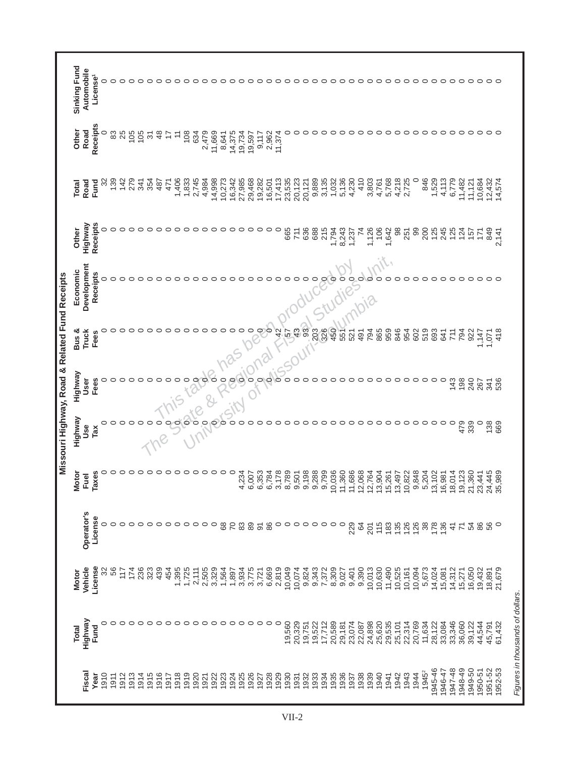# Missouri Highway, Road & Related Fund Receipts

| Fiscal Year | Total Highway Fund | Motor Vehicle License | Operator's License | Motor Fuel Taxes | Highway Use Tax | Highway User Fees | Bus & Truck Fees | Economic Development Receipts | Other Highway Receipts | Total Road Fund | Other Road Receipts | Sinking Fund Automobile License[1] |
|---|---|---|---|---|---|---|---|---|---|---|---|---|
| 1910 | 0 | 32 | 0 | 0 | 0 | 0 | 0 | 0 | 0 | 32 | 0 | 0 |
| 1911 | 0 | 56 | 0 | 0 | 0 | 0 | 0 | 0 | 0 | 139 | 83 | 0 |
| 1912 | 0 | 117 | 0 | 0 | 0 | 0 | 0 | 0 | 0 | 142 | 25 | 0 |
| 1913 | 0 | 174 | 0 | 0 | 0 | 0 | 0 | 0 | 0 | 279 | 105 | 0 |
| 1914 | 0 | 236 | 0 | 0 | 0 | 0 | 0 | 0 | 0 | 341 | 105 | 0 |
| 1915 | 0 | 323 | 0 | 0 | 0 | 0 | 0 | 0 | 0 | 354 | 31 | 0 |
| 1916 | 0 | 439 | 0 | 0 | 0 | 0 | 0 | 0 | 0 | 487 | 48 | 0 |
| 1917 | 0 | 454 | 0 | 0 | 0 | 0 | 0 | 0 | 0 | 471 | 17 | 0 |
| 1918 | 0 | 1,395 | 0 | 0 | 0 | 0 | 0 | 0 | 0 | 1,406 | 11 | 0 |
| 1919 | 0 | 1,725 | 0 | 0 | 0 | 0 | 0 | 0 | 0 | 1,833 | 108 | 0 |
| 1920 | 0 | 2,111 | 0 | 0 | 0 | 0 | 0 | 0 | 0 | 2,745 | 634 | 0 |
| 1921 | 0 | 2,505 | 0 | 0 | 0 | 0 | 0 | 0 | 0 | 4,984 | 2,479 | 0 |
| 1922 | 0 | 3,329 | 0 | 0 | 0 | 0 | 0 | 0 | 0 | 14,998 | 11,669 | 0 |
| 1923 | 0 | 1,564 | 68 | 0 | 0 | 0 | 0 | 0 | 0 | 10,273 | 8,641 | 0 |
| 1924 | 0 | 1,897 | 70 | 0 | 0 | 0 | 0 | 0 | 0 | 16,342 | 14,375 | 0 |
| 1925 | 0 | 3,934 | 83 | 4,234 | 0 | 0 | 0 | 0 | 0 | 27,985 | 19,734 | 0 |
| 1926 | 0 | 3,775 | 89 | 6,007 | 0 | 0 | 0 | 0 | 0 | 29,468 | 19,597 | 0 |
| 1927 | 0 | 3,721 | 91 | 6,353 | 0 | 0 | 0 | 0 | 0 | 19,282 | 9,117 | 0 |
| 1928 | 0 | 6,669 | 86 | 6,784 | 0 | 0 | 0 | 0 | 0 | 16,501 | 2,962 | 0 |
| 1929 | 0 | 2,819 | 0 | 3,178 | 0 | 0 | 42 | 0 | 0 | 17,413 | 11,374 | 0 |
| 1930 | 19,560 | 10,049 | 0 | 8,789 | 0 | 0 | 57 | 0 | 665 | 23,535 | 0 | 0 |
| 1931 | 20,329 | 10,074 | 0 | 9,501 | 0 | 0 | 43 | 0 | 711 | 20,123 | 0 | 0 |
| 1932 | 19,751 | 9,824 | 0 | 9,198 | 0 | 0 | 93 | 0 | 636 | 20,121 | 0 | 0 |
| 1933 | 19,522 | 9,343 | 0 | 9,288 | 0 | 0 | 203 | 0 | 688 | 9,889 | 0 | 0 |
| 1934 | 17,712 | 7,372 | 0 | 9,799 | 0 | 0 | 326 | 0 | 215 | 3,135 | 0 | 0 |
| 1935 | 20,589 | 8,309 | 0 | 10,036 | 0 | 0 | 450 | 0 | 1,794 | 1,032 | 0 | 0 |
| 1936 | 29,181 | 9,027 | 0 | 11,360 | 0 | 0 | 551 | 0 | 8,243 | 5,136 | 0 | 0 |
| 1937 | 23,074 | 9,401 | 229 | 11,686 | 0 | 0 | 521 | 0 | 1,237 | 4,230 | 0 | 0 |
| 1938 | 22,087 | 9,390 | 64 | 12,068 | 0 | 0 | 491 | 0 | 74 | 410 | 0 | 0 |
| 1939 | 24,898 | 10,013 | 201 | 12,764 | 0 | 0 | 794 | 0 | 1,126 | 3,803 | 0 | 0 |
| 1940 | 25,620 | 10,630 | 115 | 13,904 | 0 | 0 | 865 | 0 | 106 | 4,761 | 0 | 0 |
| 1941 | 29,535 | 11,490 | 183 | 15,261 | 0 | 0 | 959 | 0 | 1,642 | 5,768 | 0 | 0 |
| 1942 | 25,101 | 10,525 | 135 | 13,497 | 0 | 0 | 846 | 0 | 98 | 4,218 | 0 | 0 |
| 1943 | 22,314 | 10,161 | 126 | 10,822 | 0 | 0 | 954 | 0 | 251 | 2,725 | 0 | 0 |
| 1944 | 20,769 | 10,094 | 126 | 9,848 | 0 | 0 | 602 | 0 | 99 | 0 | 0 | 0 |
| 1945[2] | 11,634 | 5,673 | 38 | 5,204 | 0 | 0 | 519 | 0 | 200 | 846 | 0 | 0 |
| 1945-46 | 28,122 | 14,024 | 178 | 13,102 | 0 | 0 | 693 | 0 | 125 | 1,529 | 0 | 0 |
| 1946-47 | 33,084 | 15,081 | 136 | 16,981 | 0 | 0 | 641 | 0 | 245 | 4,113 | 0 | 0 |
| 1947-48 | 33,346 | 14,312 | 41 | 18,014 | 0 | 143 | 711 | 0 | 125 | 6,779 | 0 | 0 |
| 1948-49 | 36,060 | 15,271 | 71 | 19,123 | 479 | 198 | 794 | 0 | 124 | 11,482 | 0 | 0 |
| 1949-50 | 39,122 | 16,050 | 54 | 21,360 | 339 | 240 | 922 | 0 | 157 | 11,121 | 0 | 0 |
| 1950-51 | 44,544 | 19,432 | 86 | 23,441 | 0 | 267 | 1,147 | 0 | 171 | 10,684 | 0 | 0 |
| 1951-52 | 45,791 | 18,891 | 56 | 24,445 | 138 | 341 | 1,071 | 0 | 849 | 12,432 | 0 | 0 |
| 1952-53 | 61,432 | 21,679 | 0 | 35,989 | 669 | 536 | 418 | 0 | 2,141 | 14,574 | 0 | 0 |

*Figures in thousands of dollars.*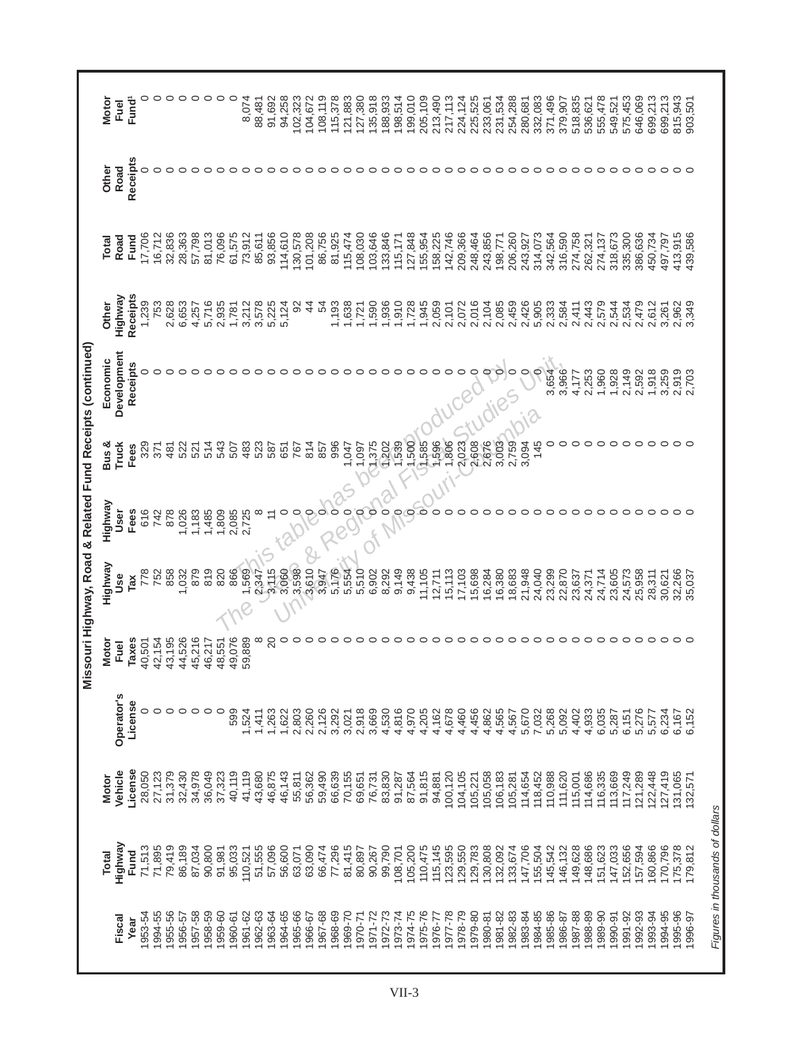## Missouri Highway, Road & Related Fund Receipts (continued)

| Fiscal Year | Total Highway Fund | Motor Vehicle License | Operator's License | Motor Fuel Taxes | Highway Use Tax | Highway User Fees | Bus & Truck Fees | Economic Development Receipts | Other Highway Receipts | Total Road Fund | Other Road Receipts | Motor Fuel Fund[1] |
|---|---|---|---|---|---|---|---|---|---|---|---|---|
| 1953-54 | 71,513 | 28,050 | 0 | 40,501 | 778 | 616 | 329 | 0 | 1,239 | 17,706 | 0 | 0 |
| 1994-55 | 71,895 | 27,123 | 0 | 42,154 | 752 | 742 | 371 | 0 | 753 | 16,712 | 0 | 0 |
| 1955-56 | 79,419 | 31,379 | 0 | 43,195 | 858 | 878 | 481 | 0 | 2,628 | 32,836 | 0 | 0 |
| 1956-57 | 86,189 | 32,430 | 0 | 44,526 | 1,032 | 1,026 | 522 | 0 | 6,653 | 28,363 | 0 | 0 |
| 1957-58 | 87,034 | 34,978 | 0 | 45,216 | 879 | 1,183 | 521 | 0 | 4,257 | 57,798 | 0 | 0 |
| 1958-59 | 90,800 | 36,049 | 0 | 46,217 | 819 | 1,485 | 514 | 0 | 5,716 | 81,013 | 0 | 0 |
| 1959-60 | 91,981 | 37,323 | 0 | 48,551 | 820 | 1,809 | 543 | 0 | 2,935 | 76,096 | 0 | 0 |
| 1960-61 | 95,033 | 40,119 | 599 | 49,076 | 866 | 2,085 | 507 | 0 | 1,781 | 61,575 | 0 | 0 |
| 1961-62 | 110,521 | 41,119 | 1,524 | 59,889 | 1,569 | 2,725 | 483 | 0 | 3,212 | 73,912 | 0 | 8,074 |
| 1962-63 | 51,555 | 43,680 | 1,411 | 8 | 2,347 | 8 | 523 | 0 | 3,578 | 85,611 | 0 | 88,481 |
| 1963-64 | 57,096 | 46,875 | 1,263 | 20 | 3,115 | 11 | 587 | 0 | 5,225 | 93,856 | 0 | 91,692 |
| 1964-65 | 56,600 | 46,143 | 1,622 | 0 | 3,060 | 0 | 651 | 0 | 5,124 | 114,610 | 0 | 94,258 |
| 1965-66 | 63,071 | 55,811 | 2,803 | 0 | 3,598 | 0 | 767 | 0 | 92 | 130,578 | 0 | 102,323 |
| 1966-67 | 63,090 | 56,362 | 2,260 | 0 | 3,610 | 0 | 814 | 0 | 44 | 101,208 | 0 | 104,672 |
| 1967-68 | 66,474 | 59,490 | 2,126 | 0 | 3,947 | 0 | 857 | 0 | 54 | 86,756 | 0 | 108,119 |
| 1968-69 | 77,296 | 66,639 | 3,292 | 0 | 5,176 | 0 | 996 | 0 | 1,193 | 81,925 | 0 | 115,378 |
| 1969-70 | 81,415 | 70,155 | 3,021 | 0 | 5,554 | 0 | 1,047 | 0 | 1,638 | 115,474 | 0 | 121,883 |
| 1970-71 | 80,897 | 69,651 | 2,918 | 0 | 5,510 | 0 | 1,097 | 0 | 1,721 | 108,030 | 0 | 127,380 |
| 1971-72 | 90,267 | 76,731 | 3,669 | 0 | 6,902 | 0 | 1,375 | 0 | 1,590 | 103,646 | 0 | 135,918 |
| 1972-73 | 99,790 | 83,830 | 4,530 | 0 | 8,292 | 0 | 1,202 | 0 | 1,936 | 133,846 | 0 | 188,933 |
| 1973-74 | 108,701 | 91,287 | 4,816 | 0 | 9,149 | 0 | 1,539 | 0 | 1,910 | 115,171 | 0 | 198,514 |
| 1974-75 | 105,200 | 87,564 | 4,970 | 0 | 9,438 | 0 | 1,500 | 0 | 1,728 | 127,848 | 0 | 199,010 |
| 1975-76 | 110,475 | 91,815 | 4,205 | 0 | 11,105 | 0 | 1,585 | 0 | 1,945 | 155,954 | 0 | 205,109 |
| 1976-77 | 115,145 | 94,881 | 4,162 | 0 | 12,711 | 0 | 1,596 | 0 | 2,059 | 158,225 | 0 | 213,490 |
| 1977-78 | 123,595 | 100,120 | 4,678 | 0 | 15,113 | 0 | 1,806 | 0 | 2,101 | 142,746 | 0 | 217,113 |
| 1978-79 | 129,550 | 104,105 | 4,460 | 0 | 17,103 | 0 | 2,023 | 0 | 2,072 | 209,366 | 0 | 224,124 |
| 1979-80 | 129,783 | 105,221 | 4,456 | 0 | 15,698 | 0 | 2,608 | 0 | 2,016 | 248,464 | 0 | 225,525 |
| 1980-81 | 130,808 | 105,058 | 4,862 | 0 | 16,284 | 0 | 2,676 | 0 | 2,104 | 243,856 | 0 | 233,061 |
| 1981-82 | 132,092 | 106,183 | 4,565 | 0 | 16,380 | 0 | 3,003 | 0 | 2,085 | 198,771 | 0 | 231,534 |
| 1982-83 | 133,674 | 105,281 | 4,567 | 0 | 18,683 | 0 | 2,759 | 0 | 2,459 | 206,260 | 0 | 254,288 |
| 1983-84 | 147,706 | 114,654 | 5,670 | 0 | 21,948 | 0 | 3,094 | 0 | 2,426 | 243,927 | 0 | 280,681 |
| 1984-85 | 155,504 | 118,452 | 7,032 | 0 | 24,040 | 0 | 145 | 0 | 5,905 | 314,073 | 0 | 332,083 |
| 1985-86 | 145,542 | 110,988 | 5,268 | 0 | 23,299 | 0 | 0 | 3,654 | 2,333 | 342,564 | 0 | 371,496 |
| 1986-87 | 146,132 | 111,620 | 5,092 | 0 | 22,870 | 0 | 0 | 3,966 | 2,584 | 316,590 | 0 | 379,907 |
| 1987-88 | 149,628 | 115,001 | 4,402 | 0 | 23,637 | 0 | 0 | 4,177 | 2,411 | 274,758 | 0 | 518,835 |
| 1988-89 | 148,686 | 114,686 | 4,933 | 0 | 24,371 | 0 | 0 | 2,253 | 2,443 | 262,321 | 0 | 536,621 |
| 1989-90 | 151,623 | 116,335 | 6,035 | 0 | 24,714 | 0 | 0 | 1,960 | 2,579 | 274,137 | 0 | 555,478 |
| 1990-91 | 147,033 | 113,669 | 5,287 | 0 | 23,605 | 0 | 0 | 1,928 | 2,544 | 318,673 | 0 | 549,521 |
| 1991-92 | 152,656 | 117,249 | 6,151 | 0 | 24,573 | 0 | 0 | 2,149 | 2,534 | 335,300 | 0 | 575,453 |
| 1992-93 | 157,594 | 121,289 | 5,276 | 0 | 25,958 | 0 | 0 | 2,592 | 2,479 | 386,636 | 0 | 646,069 |
| 1993-94 | 160,866 | 122,448 | 5,577 | 0 | 28,311 | 0 | 0 | 1,918 | 2,612 | 450,734 | 0 | 699,213 |
| 1994-95 | 170,796 | 127,419 | 6,234 | 0 | 30,621 | 0 | 0 | 3,259 | 3,261 | 497,797 | 0 | 699,213 |
| 1995-96 | 175,378 | 131,065 | 6,167 | 0 | 32,266 | 0 | 0 | 2,919 | 2,962 | 413,915 | 0 | 815,943 |
| 1996-97 | 179,812 | 132,571 | 6,152 | 0 | 35,037 | 0 | 0 | 2,703 | 3,349 | 439,586 | 0 | 903,501 |

*Figures in thousands of dollars*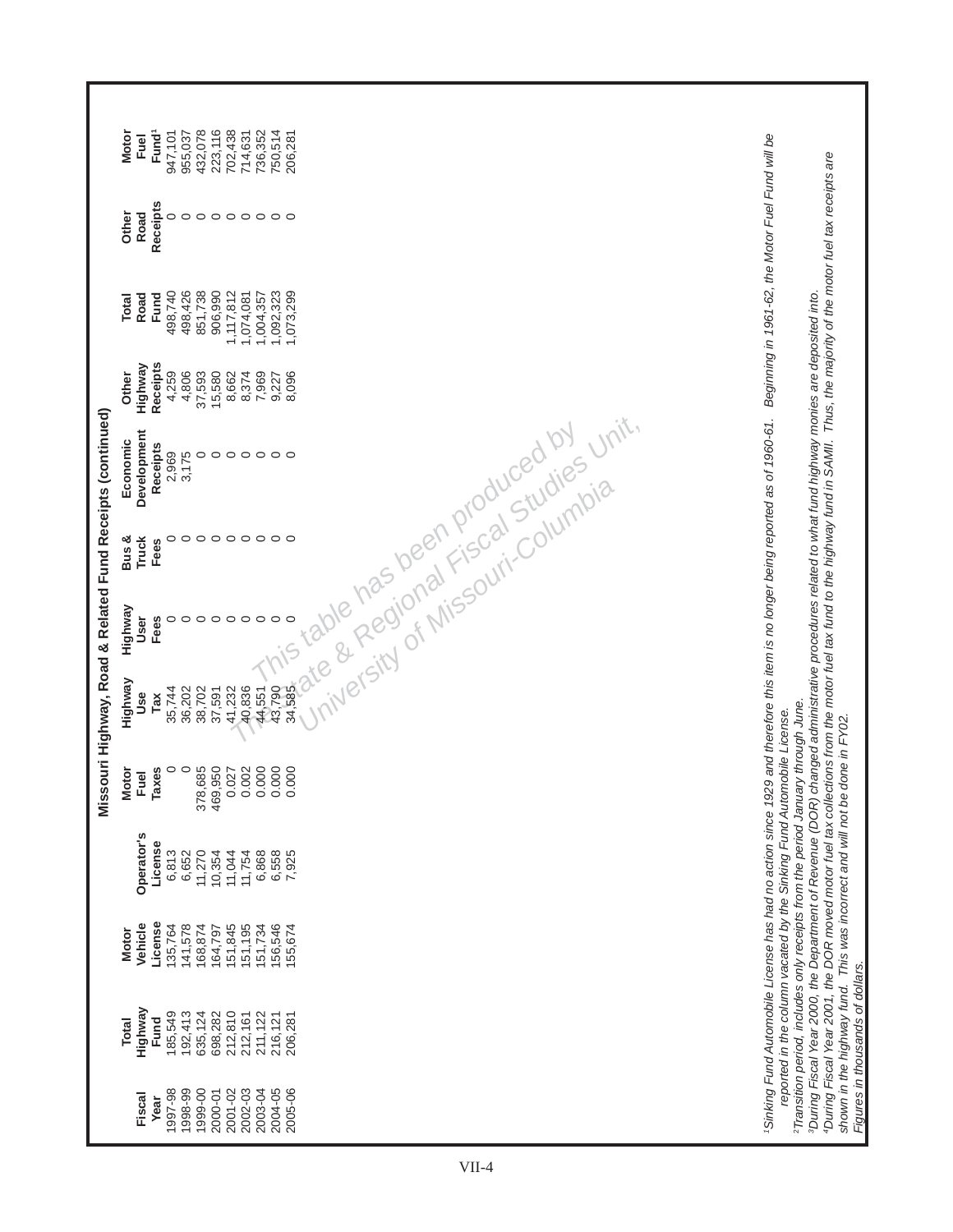# Missouri Highway, Road & Related Fund Receipts (continued)

| Fiscal Year | Total Highway Fund | Motor Vehicle License | Operator's License | Motor Fuel Taxes | Highway Use Tax | Highway User Fees | Bus & Truck Fees | Economic Development Receipts | Other Highway Receipts | Total Road Fund | Other Road Receipts | Motor Fuel Fund[1] |
|---|---|---|---|---|---|---|---|---|---|---|---|---|
| 1997-98 | 185,549 | 135,764 | 6,813 | 0 | 35,744 | 0 | 0 | 2,969 | 4,259 | 498,740 | 0 | 947,101 |
| 1998-99 | 192,413 | 141,578 | 6,652 | 0 | 36,202 | 0 | 0 | 3,175 | 4,806 | 498,426 | 0 | 955,037 |
| 1999-00 | 635,124 | 168,874 | 11,270 | 378,685 | 38,702 | 0 | 0 | 0 | 37,593 | 851,738 | 0 | 432,078 |
| 2000-01 | 698,282 | 164,797 | 10,354 | 469,950 | 37,591 | 0 | 0 | 0 | 15,580 | 906,990 | 0 | 223,116 |
| 2001-02 | 212,810 | 151,845 | 11,044 | 0.027 | 41,232 | 0 | 0 | 0 | 8,662 | 1,117,812 | 0 | 702,438 |
| 2002-03 | 212,161 | 151,195 | 11,754 | 0.002 | 40,836 | 0 | 0 | 0 | 8,374 | 1,074,081 | 0 | 714,631 |
| 2003-04 | 211,122 | 151,734 | 6,868 | 0.000 | 44,551 | 0 | 0 | 0 | 7,969 | 1,004,357 | 0 | 736,352 |
| 2004-05 | 216,121 | 156,546 | 6,558 | 0.000 | 43,790 | 0 | 0 | 0 | 9,227 | 1,092,323 | 0 | 750,514 |
| 2005-06 | 206,281 | 155,674 | 7,925 | 0.000 | 34,585 | 0 | 0 | 0 | 8,096 | 1,073,299 | 0 | 206,281 |

*This table has been produced by The State & Regional Fiscal Studies Unit, University of Missouri-Columbia*

*[1]Sinking Fund Automobile License has had no action since 1929 and therefore this item is no longer being reported as of 1960-61. Beginning in 1961-62, the Motor Fuel Fund will be reported in the column vacated by the Sinking Fund Automobile License.*

*[2]Transition period, includes only receipts from the period January through June.*

*[3]During Fiscal Year 2000, the Department of Revenue (DOR) changed administrative procedures related to what fund highway monies are deposited into.*

*[4]During Fiscal Year 2001, the DOR moved motor fuel tax collections from the motor fuel tax fund to the highway fund in SAMII. Thus, the majority of the motor fuel tax receipts are shown in the highway fund. This was incorrect and will not be done in FY02.*

*Figures in thousands of dollars.*